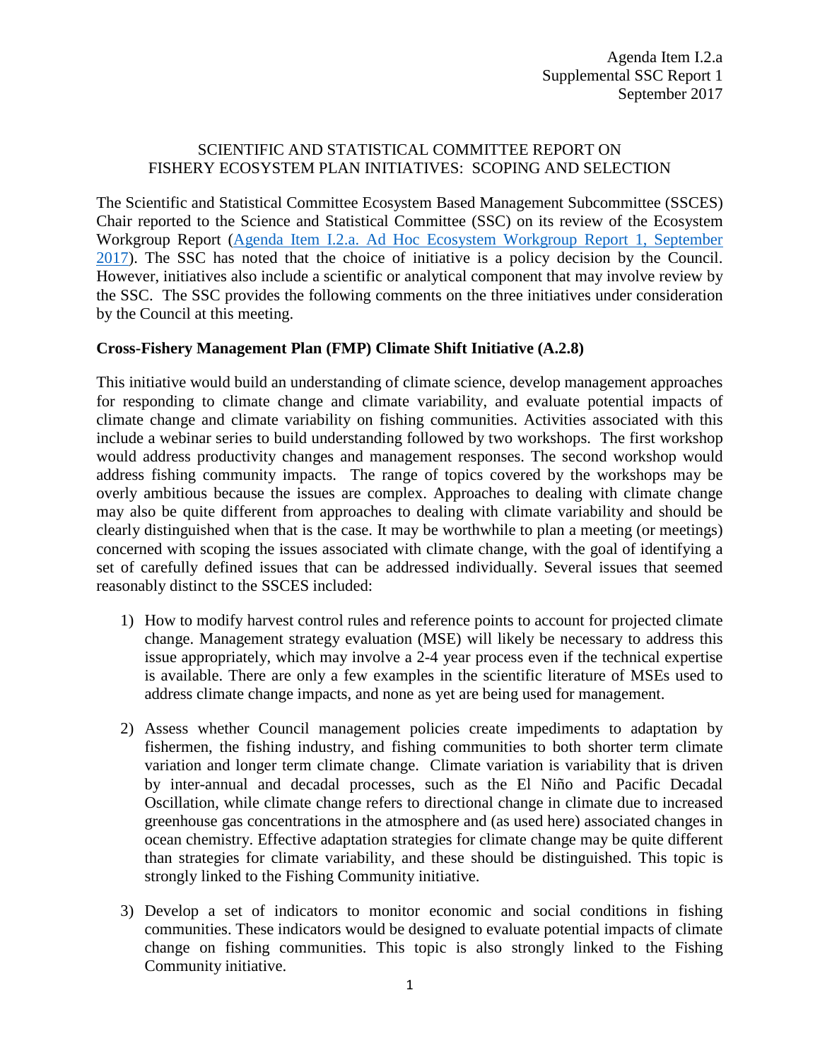Agenda Item I.2.a
Supplemental SSC Report 1
September 2017

# SCIENTIFIC AND STATISTICAL COMMITTEE REPORT ON FISHERY ECOSYSTEM PLAN INITIATIVES: SCOPING AND SELECTION

The Scientific and Statistical Committee Ecosystem Based Management Subcommittee (SSCES) Chair reported to the Science and Statistical Committee (SSC) on its review of the Ecosystem Workgroup Report (Agenda Item I.2.a. Ad Hoc Ecosystem Workgroup Report 1, September 2017). The SSC has noted that the choice of initiative is a policy decision by the Council. However, initiatives also include a scientific or analytical component that may involve review by the SSC. The SSC provides the following comments on the three initiatives under consideration by the Council at this meeting.

## Cross-Fishery Management Plan (FMP) Climate Shift Initiative (A.2.8)

This initiative would build an understanding of climate science, develop management approaches for responding to climate change and climate variability, and evaluate potential impacts of climate change and climate variability on fishing communities. Activities associated with this include a webinar series to build understanding followed by two workshops. The first workshop would address productivity changes and management responses. The second workshop would address fishing community impacts. The range of topics covered by the workshops may be overly ambitious because the issues are complex. Approaches to dealing with climate change may also be quite different from approaches to dealing with climate variability and should be clearly distinguished when that is the case. It may be worthwhile to plan a meeting (or meetings) concerned with scoping the issues associated with climate change, with the goal of identifying a set of carefully defined issues that can be addressed individually. Several issues that seemed reasonably distinct to the SSCES included:

1) How to modify harvest control rules and reference points to account for projected climate change. Management strategy evaluation (MSE) will likely be necessary to address this issue appropriately, which may involve a 2-4 year process even if the technical expertise is available. There are only a few examples in the scientific literature of MSEs used to address climate change impacts, and none as yet are being used for management.

2) Assess whether Council management policies create impediments to adaptation by fishermen, the fishing industry, and fishing communities to both shorter term climate variation and longer term climate change. Climate variation is variability that is driven by inter-annual and decadal processes, such as the El Niño and Pacific Decadal Oscillation, while climate change refers to directional change in climate due to increased greenhouse gas concentrations in the atmosphere and (as used here) associated changes in ocean chemistry. Effective adaptation strategies for climate change may be quite different than strategies for climate variability, and these should be distinguished. This topic is strongly linked to the Fishing Community initiative.

3) Develop a set of indicators to monitor economic and social conditions in fishing communities. These indicators would be designed to evaluate potential impacts of climate change on fishing communities. This topic is also strongly linked to the Fishing Community initiative.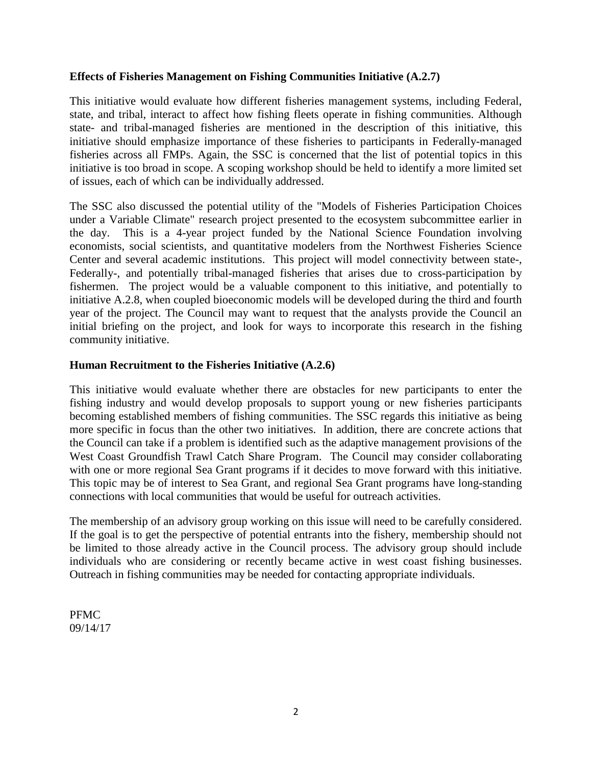**Effects of Fisheries Management on Fishing Communities Initiative (A.2.7)**

This initiative would evaluate how different fisheries management systems, including Federal, state, and tribal, interact to affect how fishing fleets operate in fishing communities. Although state- and tribal-managed fisheries are mentioned in the description of this initiative, this initiative should emphasize importance of these fisheries to participants in Federally-managed fisheries across all FMPs. Again, the SSC is concerned that the list of potential topics in this initiative is too broad in scope. A scoping workshop should be held to identify a more limited set of issues, each of which can be individually addressed.

The SSC also discussed the potential utility of the "Models of Fisheries Participation Choices under a Variable Climate" research project presented to the ecosystem subcommittee earlier in the day. This is a 4-year project funded by the National Science Foundation involving economists, social scientists, and quantitative modelers from the Northwest Fisheries Science Center and several academic institutions. This project will model connectivity between state-, Federally-, and potentially tribal-managed fisheries that arises due to cross-participation by fishermen. The project would be a valuable component to this initiative, and potentially to initiative A.2.8, when coupled bioeconomic models will be developed during the third and fourth year of the project. The Council may want to request that the analysts provide the Council an initial briefing on the project, and look for ways to incorporate this research in the fishing community initiative.

**Human Recruitment to the Fisheries Initiative (A.2.6)**

This initiative would evaluate whether there are obstacles for new participants to enter the fishing industry and would develop proposals to support young or new fisheries participants becoming established members of fishing communities. The SSC regards this initiative as being more specific in focus than the other two initiatives. In addition, there are concrete actions that the Council can take if a problem is identified such as the adaptive management provisions of the West Coast Groundfish Trawl Catch Share Program. The Council may consider collaborating with one or more regional Sea Grant programs if it decides to move forward with this initiative. This topic may be of interest to Sea Grant, and regional Sea Grant programs have long-standing connections with local communities that would be useful for outreach activities.

The membership of an advisory group working on this issue will need to be carefully considered. If the goal is to get the perspective of potential entrants into the fishery, membership should not be limited to those already active in the Council process. The advisory group should include individuals who are considering or recently became active in west coast fishing businesses. Outreach in fishing communities may be needed for contacting appropriate individuals.

PFMC
09/14/17